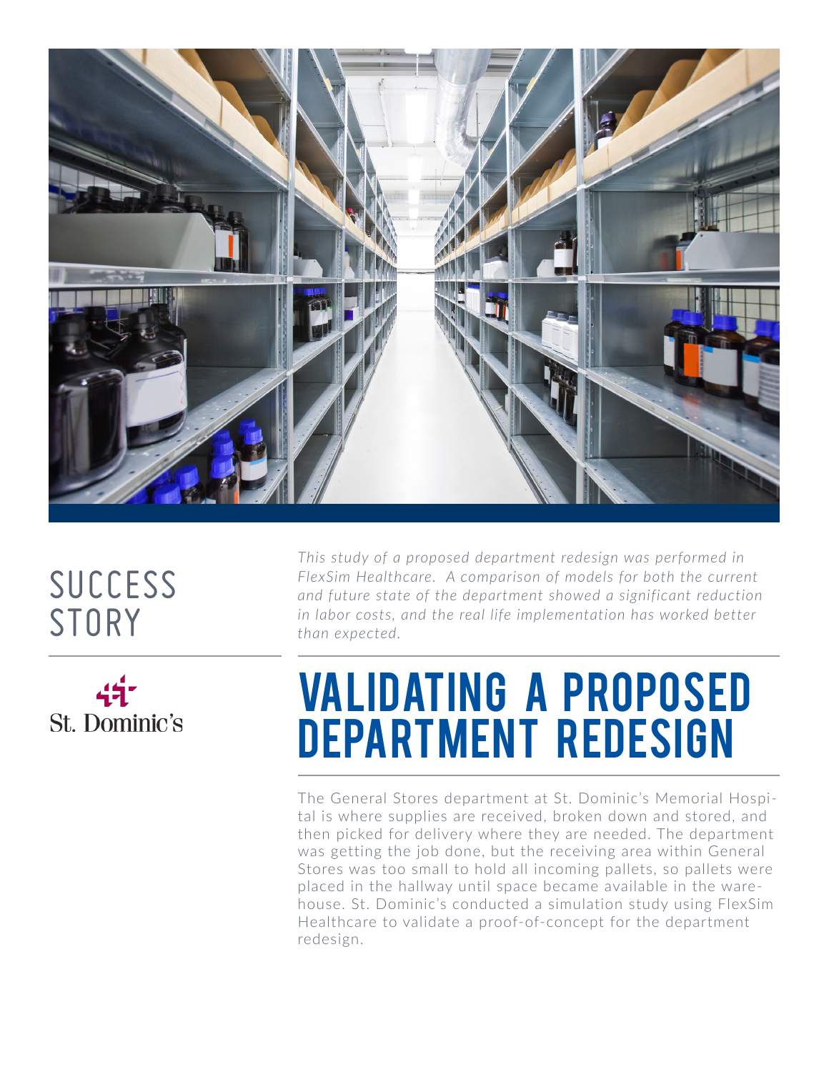SUCCESS STORY

St. Dominic's

*This study of a proposed department redesign was performed in FlexSim Healthcare. A comparison of models for both the current and future state of the department showed a significant reduction in labor costs, and the real life implementation has worked better than expected.*

# VALIDATING A PROPOSED DEPARTMENT REDESIGN

The General Stores department at St. Dominic's Memorial Hospital is where supplies are received, broken down and stored, and then picked for delivery where they are needed. The department was getting the job done, but the receiving area within General Stores was too small to hold all incoming pallets, so pallets were placed in the hallway until space became available in the warehouse. St. Dominic's conducted a simulation study using FlexSim Healthcare to validate a proof-of-concept for the department redesign.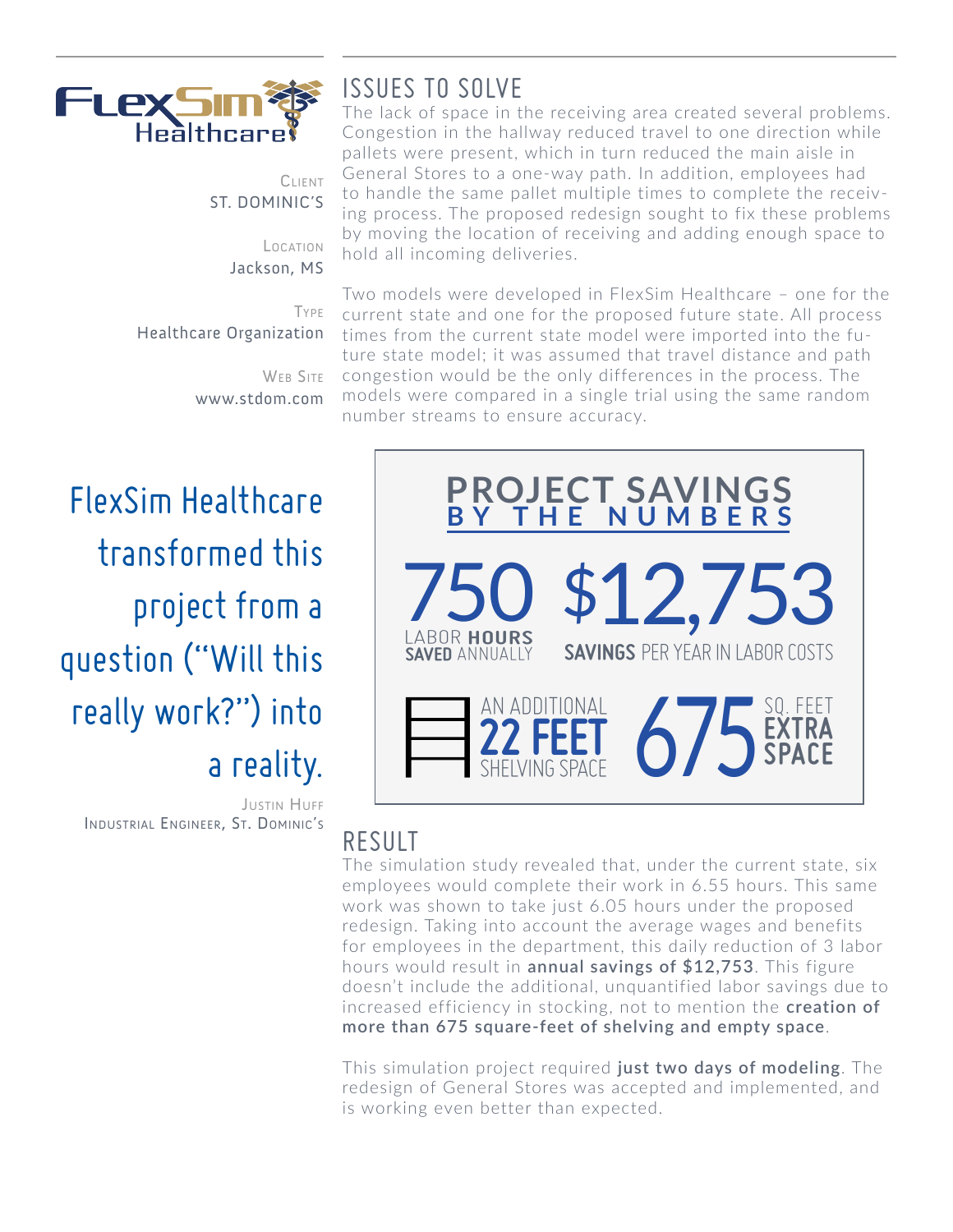FlexSim Healthcare

Client
ST. DOMINIC'S

Location
Jackson, MS

Type
Healthcare Organization

Web Site
www.stdom.com

## ISSUES TO SOLVE

The lack of space in the receiving area created several problems. Congestion in the hallway reduced travel to one direction while pallets were present, which in turn reduced the main aisle in General Stores to a one-way path. In addition, employees had to handle the same pallet multiple times to complete the receiving process. The proposed redesign sought to fix these problems by moving the location of receiving and adding enough space to hold all incoming deliveries.

Two models were developed in FlexSim Healthcare – one for the current state and one for the proposed future state. All process times from the current state model were imported into the future state model; it was assumed that travel distance and path congestion would be the only differences in the process. The models were compared in a single trial using the same random number streams to ensure accuracy.

> FlexSim Healthcare transformed this project from a question ("Will this really work?") into a reality.
>
> Justin Huff
> Industrial Engineer, St. Dominic's

## PROJECT SAVINGS BY THE NUMBERS

**750** LABOR **HOURS SAVED** ANNUALLY

**$12,753** **SAVINGS** PER YEAR IN LABOR COSTS

AN ADDITIONAL **22 FEET** SHELVING SPACE

**675** SQ. FEET **EXTRA SPACE**

## RESULT

The simulation study revealed that, under the current state, six employees would complete their work in 6.55 hours. This same work was shown to take just 6.05 hours under the proposed redesign. Taking into account the average wages and benefits for employees in the department, this daily reduction of 3 labor hours would result in **annual savings of $12,753**. This figure doesn't include the additional, unquantified labor savings due to increased efficiency in stocking, not to mention the **creation of more than 675 square-feet of shelving and empty space**.

This simulation project required **just two days of modeling**. The redesign of General Stores was accepted and implemented, and is working even better than expected.